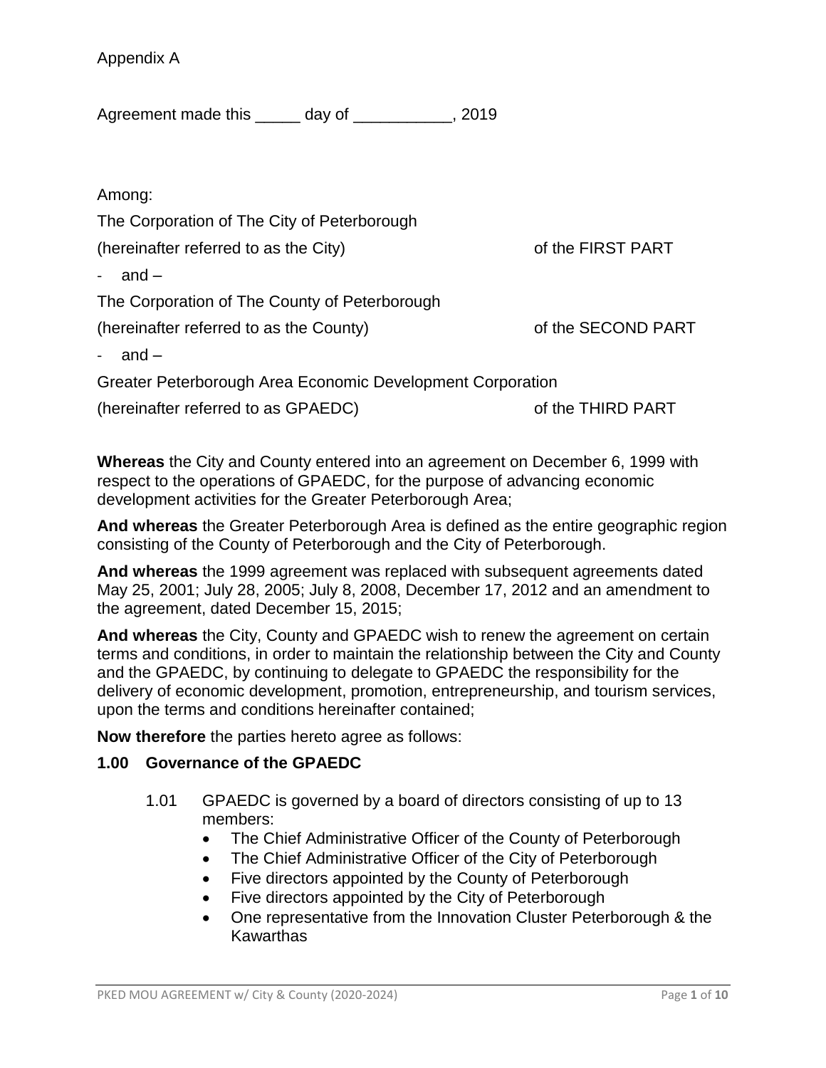Appendix A

Agreement made this _____ day of ___________, 2019

Among:

The Corporation of The City of Peterborough

(hereinafter referred to as the City) of the FIRST PART

- and –

The Corporation of The County of Peterborough

(hereinafter referred to as the County) of the SECOND PART

- and –

Greater Peterborough Area Economic Development Corporation

(hereinafter referred to as GPAEDC) of the THIRD PART

**Whereas** the City and County entered into an agreement on December 6, 1999 with respect to the operations of GPAEDC, for the purpose of advancing economic development activities for the Greater Peterborough Area;

**And whereas** the Greater Peterborough Area is defined as the entire geographic region consisting of the County of Peterborough and the City of Peterborough.

**And whereas** the 1999 agreement was replaced with subsequent agreements dated May 25, 2001; July 28, 2005; July 8, 2008, December 17, 2012 and an amendment to the agreement, dated December 15, 2015;

**And whereas** the City, County and GPAEDC wish to renew the agreement on certain terms and conditions, in order to maintain the relationship between the City and County and the GPAEDC, by continuing to delegate to GPAEDC the responsibility for the delivery of economic development, promotion, entrepreneurship, and tourism services, upon the terms and conditions hereinafter contained;

**Now therefore** the parties hereto agree as follows:

## 1.00 Governance of the GPAEDC

1.01 GPAEDC is governed by a board of directors consisting of up to 13 members:

- The Chief Administrative Officer of the County of Peterborough
- The Chief Administrative Officer of the City of Peterborough
- Five directors appointed by the County of Peterborough
- Five directors appointed by the City of Peterborough
- One representative from the Innovation Cluster Peterborough & the Kawarthas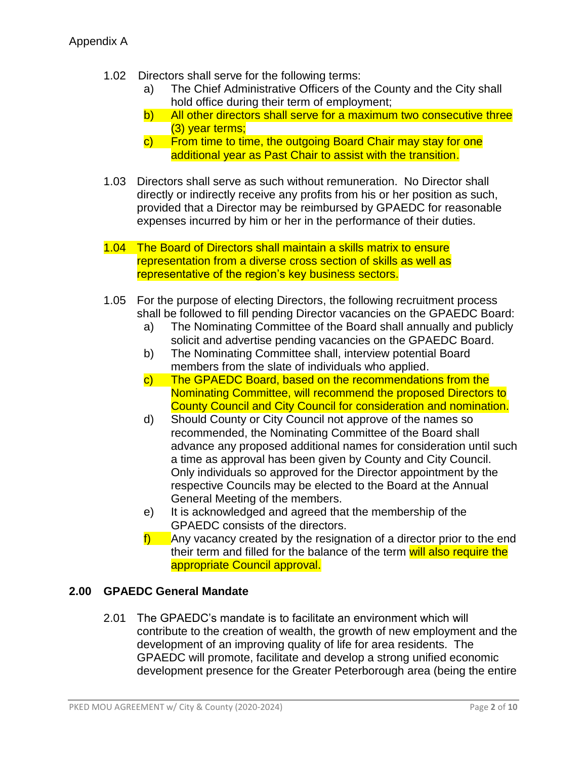Appendix A

1.02 Directors shall serve for the following terms:

   a) The Chief Administrative Officers of the County and the City shall hold office during their term of employment;

   b) All other directors shall serve for a maximum two consecutive three (3) year terms;

   c) From time to time, the outgoing Board Chair may stay for one additional year as Past Chair to assist with the transition.

1.03 Directors shall serve as such without remuneration. No Director shall directly or indirectly receive any profits from his or her position as such, provided that a Director may be reimbursed by GPAEDC for reasonable expenses incurred by him or her in the performance of their duties.

1.04 The Board of Directors shall maintain a skills matrix to ensure representation from a diverse cross section of skills as well as representative of the region's key business sectors.

1.05 For the purpose of electing Directors, the following recruitment process shall be followed to fill pending Director vacancies on the GPAEDC Board:

   a) The Nominating Committee of the Board shall annually and publicly solicit and advertise pending vacancies on the GPAEDC Board.

   b) The Nominating Committee shall, interview potential Board members from the slate of individuals who applied.

   c) The GPAEDC Board, based on the recommendations from the Nominating Committee, will recommend the proposed Directors to County Council and City Council for consideration and nomination.

   d) Should County or City Council not approve of the names so recommended, the Nominating Committee of the Board shall advance any proposed additional names for consideration until such a time as approval has been given by County and City Council. Only individuals so approved for the Director appointment by the respective Councils may be elected to the Board at the Annual General Meeting of the members.

   e) It is acknowledged and agreed that the membership of the GPAEDC consists of the directors.

   f) Any vacancy created by the resignation of a director prior to the end their term and filled for the balance of the term will also require the appropriate Council approval.

## 2.00 GPAEDC General Mandate

2.01 The GPAEDC's mandate is to facilitate an environment which will contribute to the creation of wealth, the growth of new employment and the development of an improving quality of life for area residents. The GPAEDC will promote, facilitate and develop a strong unified economic development presence for the Greater Peterborough area (being the entire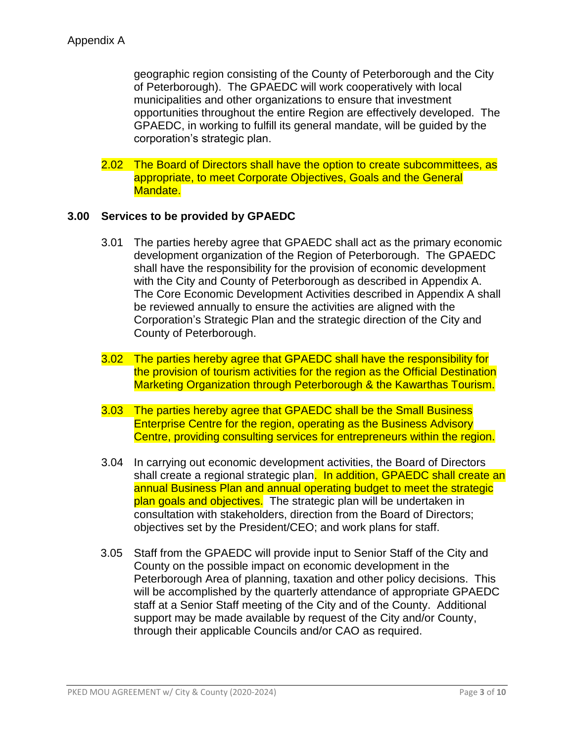geographic region consisting of the County of Peterborough and the City of Peterborough). The GPAEDC will work cooperatively with local municipalities and other organizations to ensure that investment opportunities throughout the entire Region are effectively developed. The GPAEDC, in working to fulfill its general mandate, will be guided by the corporation's strategic plan.

2.02 The Board of Directors shall have the option to create subcommittees, as appropriate, to meet Corporate Objectives, Goals and the General Mandate.

## 3.00 Services to be provided by GPAEDC

3.01 The parties hereby agree that GPAEDC shall act as the primary economic development organization of the Region of Peterborough. The GPAEDC shall have the responsibility for the provision of economic development with the City and County of Peterborough as described in Appendix A. The Core Economic Development Activities described in Appendix A shall be reviewed annually to ensure the activities are aligned with the Corporation's Strategic Plan and the strategic direction of the City and County of Peterborough.

3.02 The parties hereby agree that GPAEDC shall have the responsibility for the provision of tourism activities for the region as the Official Destination Marketing Organization through Peterborough & the Kawarthas Tourism.

3.03 The parties hereby agree that GPAEDC shall be the Small Business Enterprise Centre for the region, operating as the Business Advisory Centre, providing consulting services for entrepreneurs within the region.

3.04 In carrying out economic development activities, the Board of Directors shall create a regional strategic plan. In addition, GPAEDC shall create an annual Business Plan and annual operating budget to meet the strategic plan goals and objectives. The strategic plan will be undertaken in consultation with stakeholders, direction from the Board of Directors; objectives set by the President/CEO; and work plans for staff.

3.05 Staff from the GPAEDC will provide input to Senior Staff of the City and County on the possible impact on economic development in the Peterborough Area of planning, taxation and other policy decisions. This will be accomplished by the quarterly attendance of appropriate GPAEDC staff at a Senior Staff meeting of the City and of the County. Additional support may be made available by request of the City and/or County, through their applicable Councils and/or CAO as required.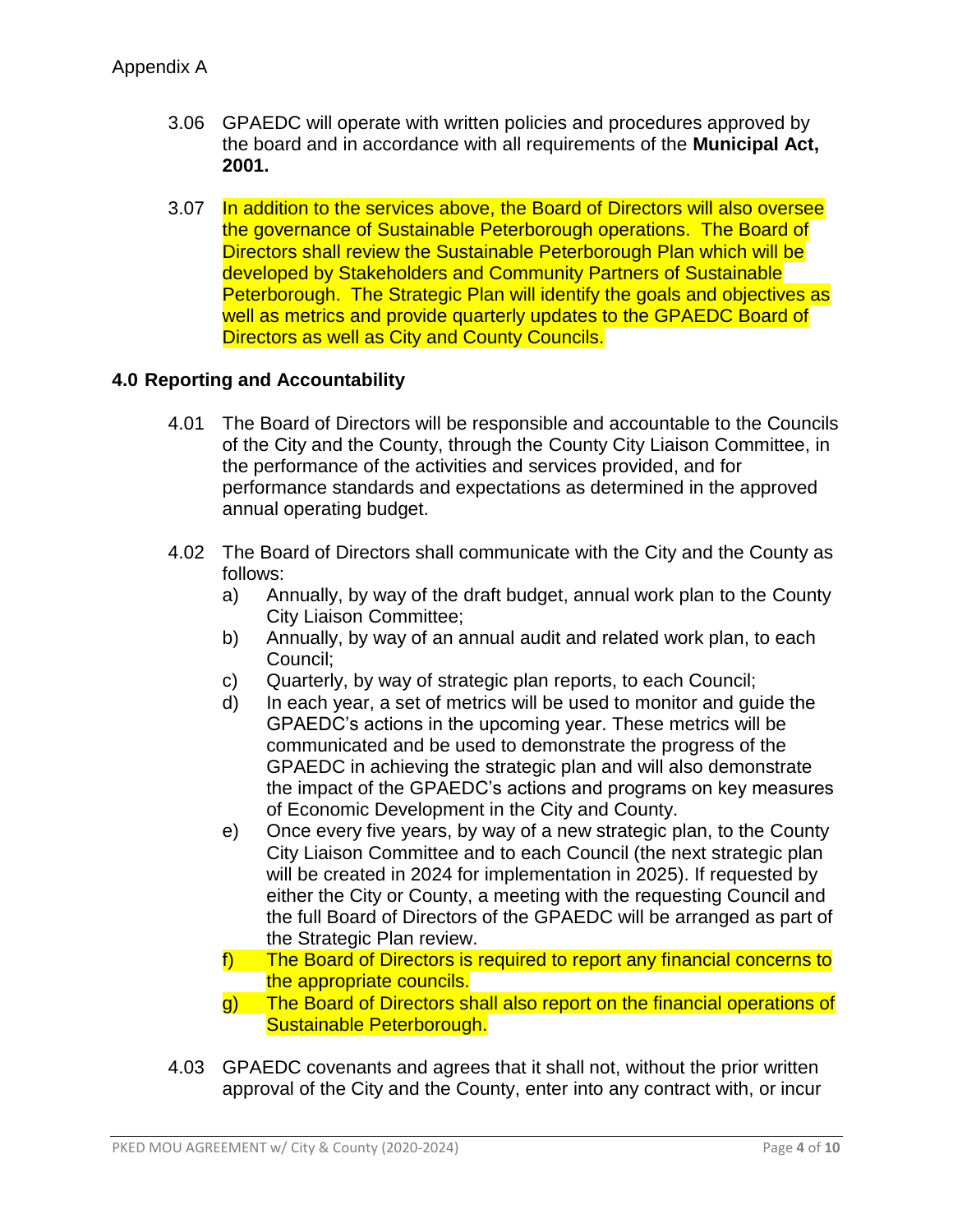Appendix A

3.06 GPAEDC will operate with written policies and procedures approved by the board and in accordance with all requirements of the **Municipal Act, 2001.**

3.07 In addition to the services above, the Board of Directors will also oversee the governance of Sustainable Peterborough operations. The Board of Directors shall review the Sustainable Peterborough Plan which will be developed by Stakeholders and Community Partners of Sustainable Peterborough. The Strategic Plan will identify the goals and objectives as well as metrics and provide quarterly updates to the GPAEDC Board of Directors as well as City and County Councils.

## 4.0 Reporting and Accountability

4.01 The Board of Directors will be responsible and accountable to the Councils of the City and the County, through the County City Liaison Committee, in the performance of the activities and services provided, and for performance standards and expectations as determined in the approved annual operating budget.

4.02 The Board of Directors shall communicate with the City and the County as follows:

a) Annually, by way of the draft budget, annual work plan to the County City Liaison Committee;
b) Annually, by way of an annual audit and related work plan, to each Council;
c) Quarterly, by way of strategic plan reports, to each Council;
d) In each year, a set of metrics will be used to monitor and guide the GPAEDC's actions in the upcoming year. These metrics will be communicated and be used to demonstrate the progress of the GPAEDC in achieving the strategic plan and will also demonstrate the impact of the GPAEDC's actions and programs on key measures of Economic Development in the City and County.
e) Once every five years, by way of a new strategic plan, to the County City Liaison Committee and to each Council (the next strategic plan will be created in 2024 for implementation in 2025). If requested by either the City or County, a meeting with the requesting Council and the full Board of Directors of the GPAEDC will be arranged as part of the Strategic Plan review.
f) The Board of Directors is required to report any financial concerns to the appropriate councils.
g) The Board of Directors shall also report on the financial operations of Sustainable Peterborough.

4.03 GPAEDC covenants and agrees that it shall not, without the prior written approval of the City and the County, enter into any contract with, or incur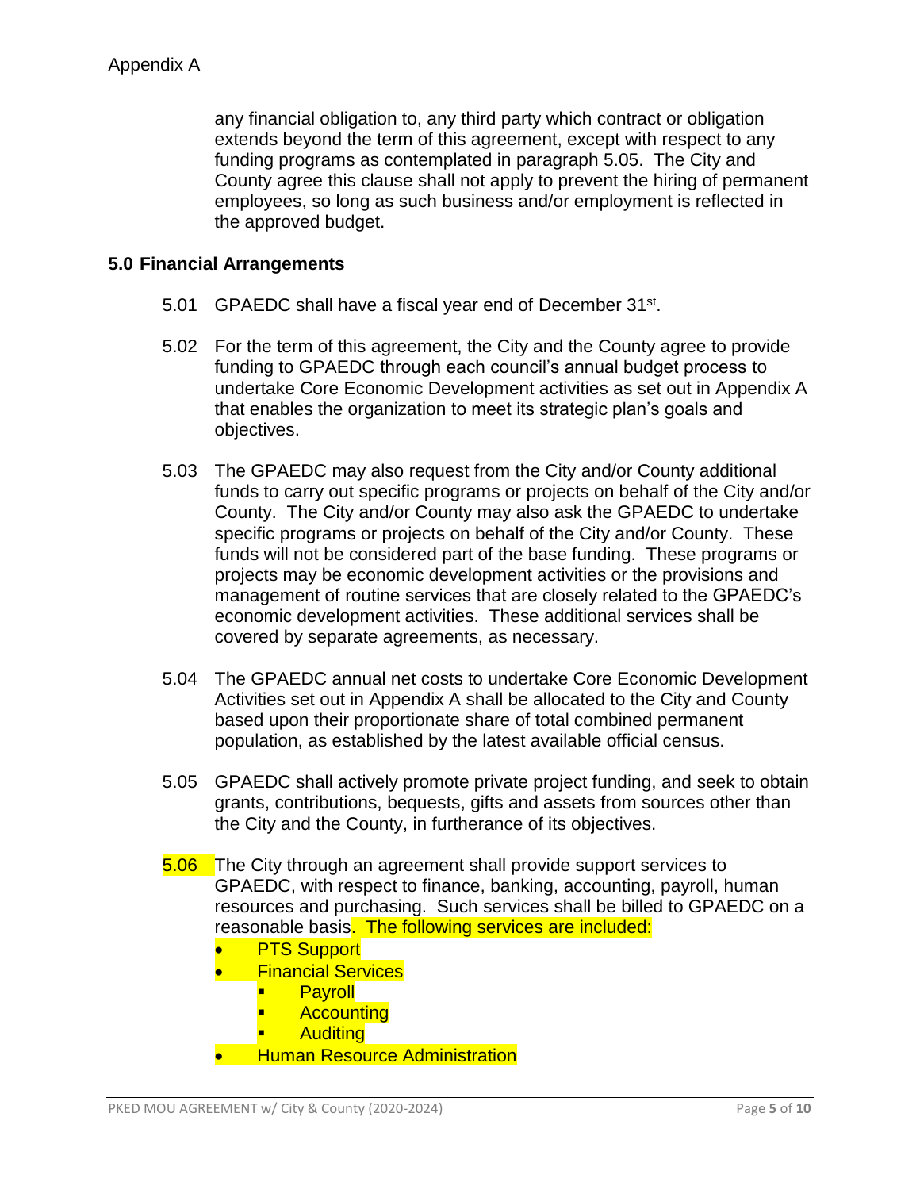Appendix A

any financial obligation to, any third party which contract or obligation extends beyond the term of this agreement, except with respect to any funding programs as contemplated in paragraph 5.05. The City and County agree this clause shall not apply to prevent the hiring of permanent employees, so long as such business and/or employment is reflected in the approved budget.

**5.0 Financial Arrangements**

5.01 GPAEDC shall have a fiscal year end of December 31st.

5.02 For the term of this agreement, the City and the County agree to provide funding to GPAEDC through each council's annual budget process to undertake Core Economic Development activities as set out in Appendix A that enables the organization to meet its strategic plan's goals and objectives.

5.03 The GPAEDC may also request from the City and/or County additional funds to carry out specific programs or projects on behalf of the City and/or County. The City and/or County may also ask the GPAEDC to undertake specific programs or projects on behalf of the City and/or County. These funds will not be considered part of the base funding. These programs or projects may be economic development activities or the provisions and management of routine services that are closely related to the GPAEDC's economic development activities. These additional services shall be covered by separate agreements, as necessary.

5.04 The GPAEDC annual net costs to undertake Core Economic Development Activities set out in Appendix A shall be allocated to the City and County based upon their proportionate share of total combined permanent population, as established by the latest available official census.

5.05 GPAEDC shall actively promote private project funding, and seek to obtain grants, contributions, bequests, gifts and assets from sources other than the City and the County, in furtherance of its objectives.

5.06 The City through an agreement shall provide support services to GPAEDC, with respect to finance, banking, accounting, payroll, human resources and purchasing. Such services shall be billed to GPAEDC on a reasonable basis. The following services are included:

- PTS Support
- Financial Services
  - Payroll
  - Accounting
  - Auditing
- Human Resource Administration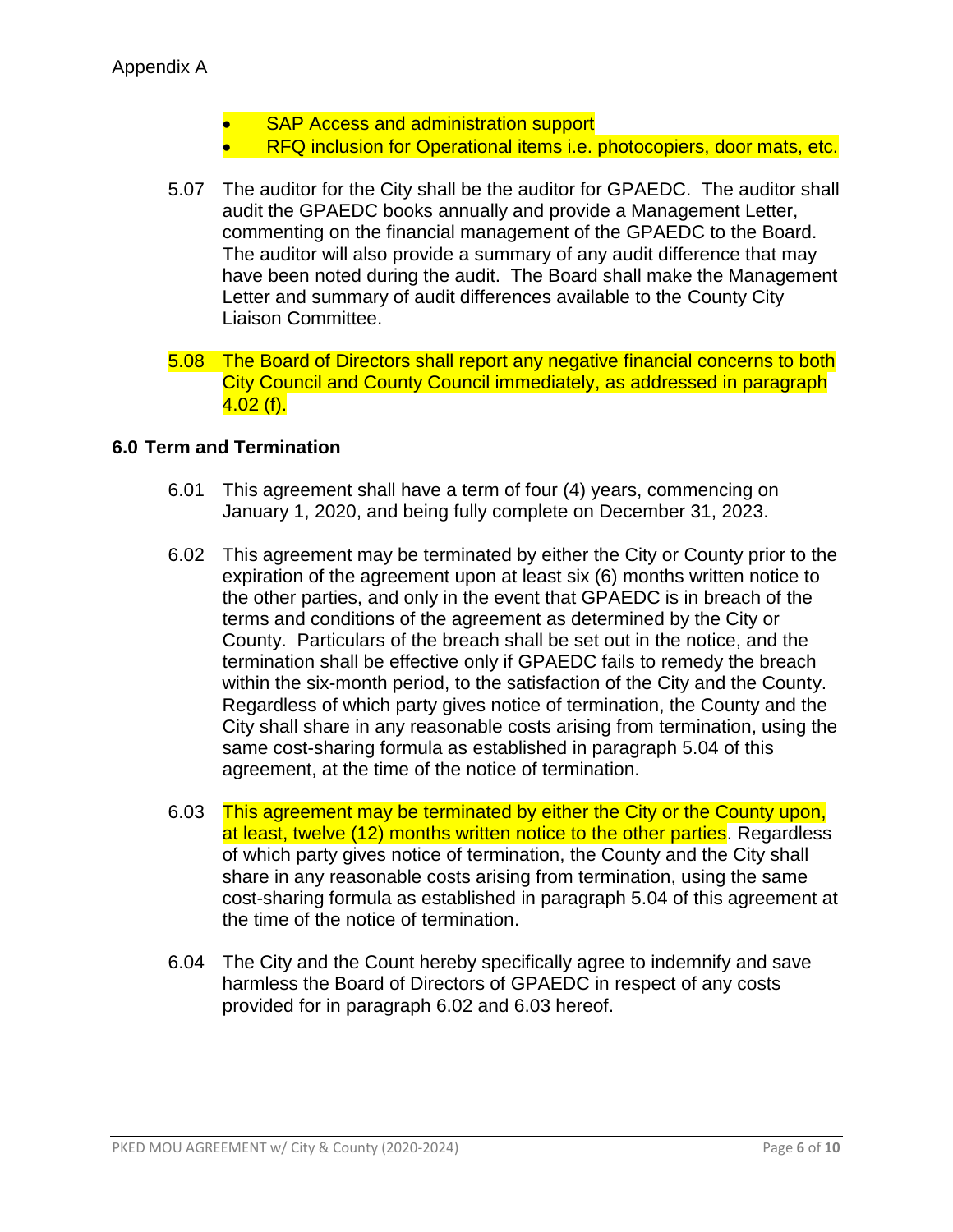Appendix A

- SAP Access and administration support
- RFQ inclusion for Operational items i.e. photocopiers, door mats, etc.

5.07 The auditor for the City shall be the auditor for GPAEDC. The auditor shall audit the GPAEDC books annually and provide a Management Letter, commenting on the financial management of the GPAEDC to the Board. The auditor will also provide a summary of any audit difference that may have been noted during the audit. The Board shall make the Management Letter and summary of audit differences available to the County City Liaison Committee.

5.08 The Board of Directors shall report any negative financial concerns to both City Council and County Council immediately, as addressed in paragraph 4.02 (f).

### 6.0 Term and Termination

6.01 This agreement shall have a term of four (4) years, commencing on January 1, 2020, and being fully complete on December 31, 2023.

6.02 This agreement may be terminated by either the City or County prior to the expiration of the agreement upon at least six (6) months written notice to the other parties, and only in the event that GPAEDC is in breach of the terms and conditions of the agreement as determined by the City or County. Particulars of the breach shall be set out in the notice, and the termination shall be effective only if GPAEDC fails to remedy the breach within the six-month period, to the satisfaction of the City and the County. Regardless of which party gives notice of termination, the County and the City shall share in any reasonable costs arising from termination, using the same cost-sharing formula as established in paragraph 5.04 of this agreement, at the time of the notice of termination.

6.03 This agreement may be terminated by either the City or the County upon, at least, twelve (12) months written notice to the other parties. Regardless of which party gives notice of termination, the County and the City shall share in any reasonable costs arising from termination, using the same cost-sharing formula as established in paragraph 5.04 of this agreement at the time of the notice of termination.

6.04 The City and the Count hereby specifically agree to indemnify and save harmless the Board of Directors of GPAEDC in respect of any costs provided for in paragraph 6.02 and 6.03 hereof.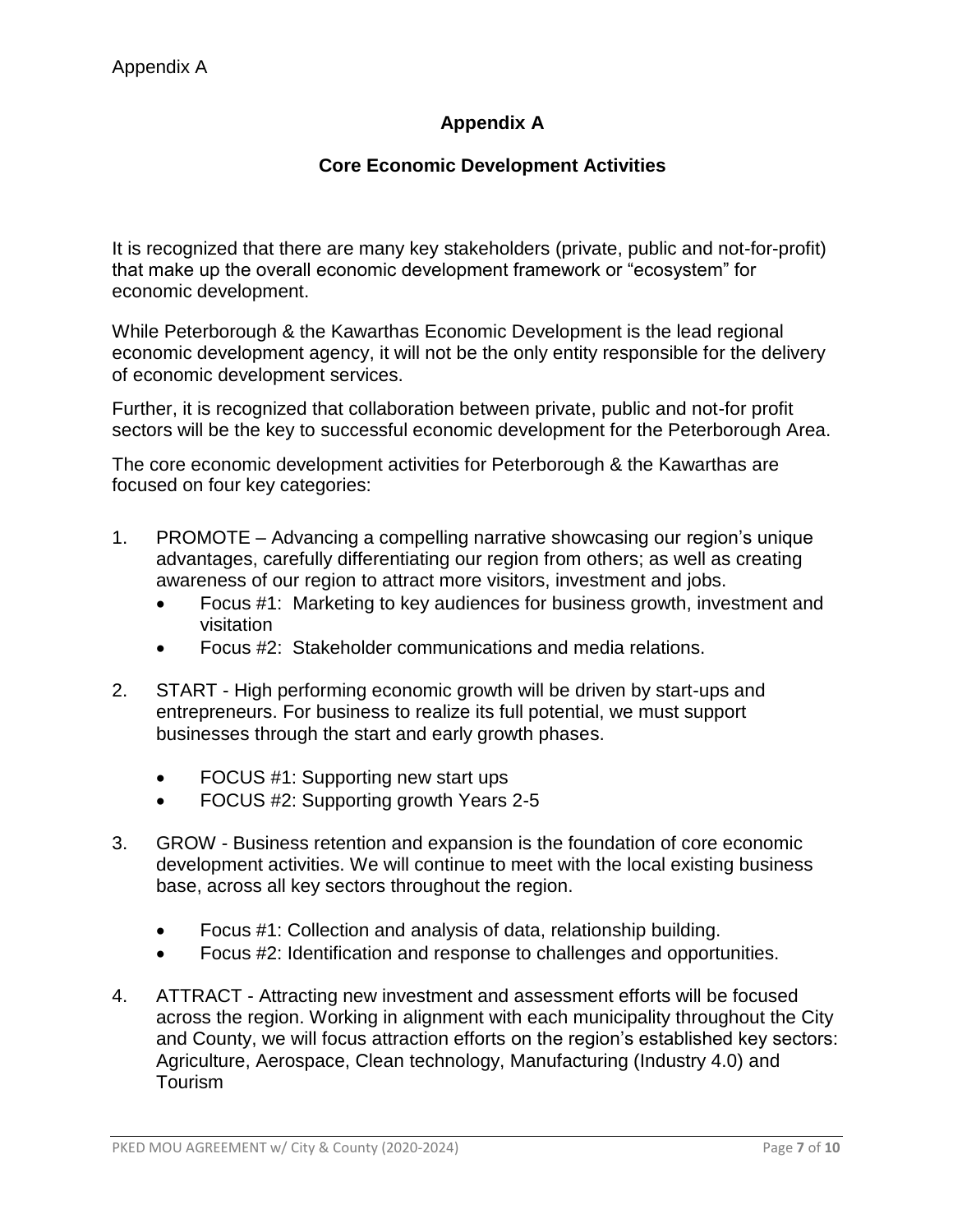# Appendix A

## Core Economic Development Activities

It is recognized that there are many key stakeholders (private, public and not-for-profit) that make up the overall economic development framework or "ecosystem" for economic development.

While Peterborough & the Kawarthas Economic Development is the lead regional economic development agency, it will not be the only entity responsible for the delivery of economic development services.

Further, it is recognized that collaboration between private, public and not-for profit sectors will be the key to successful economic development for the Peterborough Area.

The core economic development activities for Peterborough & the Kawarthas are focused on four key categories:

1. PROMOTE – Advancing a compelling narrative showcasing our region's unique advantages, carefully differentiating our region from others; as well as creating awareness of our region to attract more visitors, investment and jobs.
   - Focus #1: Marketing to key audiences for business growth, investment and visitation
   - Focus #2: Stakeholder communications and media relations.

2. START - High performing economic growth will be driven by start-ups and entrepreneurs. For business to realize its full potential, we must support businesses through the start and early growth phases.
   - FOCUS #1: Supporting new start ups
   - FOCUS #2: Supporting growth Years 2-5

3. GROW - Business retention and expansion is the foundation of core economic development activities. We will continue to meet with the local existing business base, across all key sectors throughout the region.
   - Focus #1: Collection and analysis of data, relationship building.
   - Focus #2: Identification and response to challenges and opportunities.

4. ATTRACT - Attracting new investment and assessment efforts will be focused across the region. Working in alignment with each municipality throughout the City and County, we will focus attraction efforts on the region's established key sectors: Agriculture, Aerospace, Clean technology, Manufacturing (Industry 4.0) and Tourism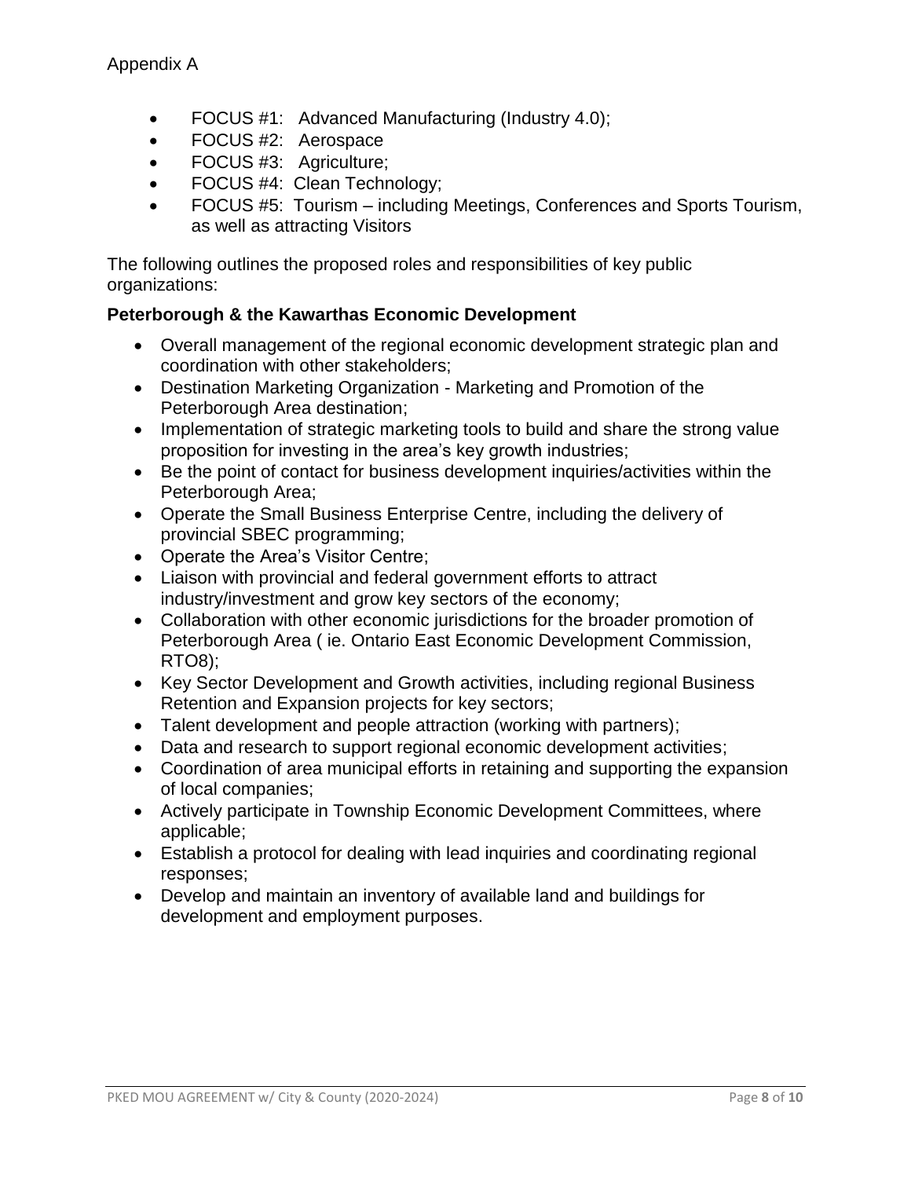Appendix A

- FOCUS #1: Advanced Manufacturing (Industry 4.0);
- FOCUS #2: Aerospace
- FOCUS #3: Agriculture;
- FOCUS #4: Clean Technology;
- FOCUS #5: Tourism – including Meetings, Conferences and Sports Tourism, as well as attracting Visitors

The following outlines the proposed roles and responsibilities of key public organizations:

**Peterborough & the Kawarthas Economic Development**

- Overall management of the regional economic development strategic plan and coordination with other stakeholders;
- Destination Marketing Organization - Marketing and Promotion of the Peterborough Area destination;
- Implementation of strategic marketing tools to build and share the strong value proposition for investing in the area's key growth industries;
- Be the point of contact for business development inquiries/activities within the Peterborough Area;
- Operate the Small Business Enterprise Centre, including the delivery of provincial SBEC programming;
- Operate the Area's Visitor Centre;
- Liaison with provincial and federal government efforts to attract industry/investment and grow key sectors of the economy;
- Collaboration with other economic jurisdictions for the broader promotion of Peterborough Area ( ie. Ontario East Economic Development Commission, RTO8);
- Key Sector Development and Growth activities, including regional Business Retention and Expansion projects for key sectors;
- Talent development and people attraction (working with partners);
- Data and research to support regional economic development activities;
- Coordination of area municipal efforts in retaining and supporting the expansion of local companies;
- Actively participate in Township Economic Development Committees, where applicable;
- Establish a protocol for dealing with lead inquiries and coordinating regional responses;
- Develop and maintain an inventory of available land and buildings for development and employment purposes.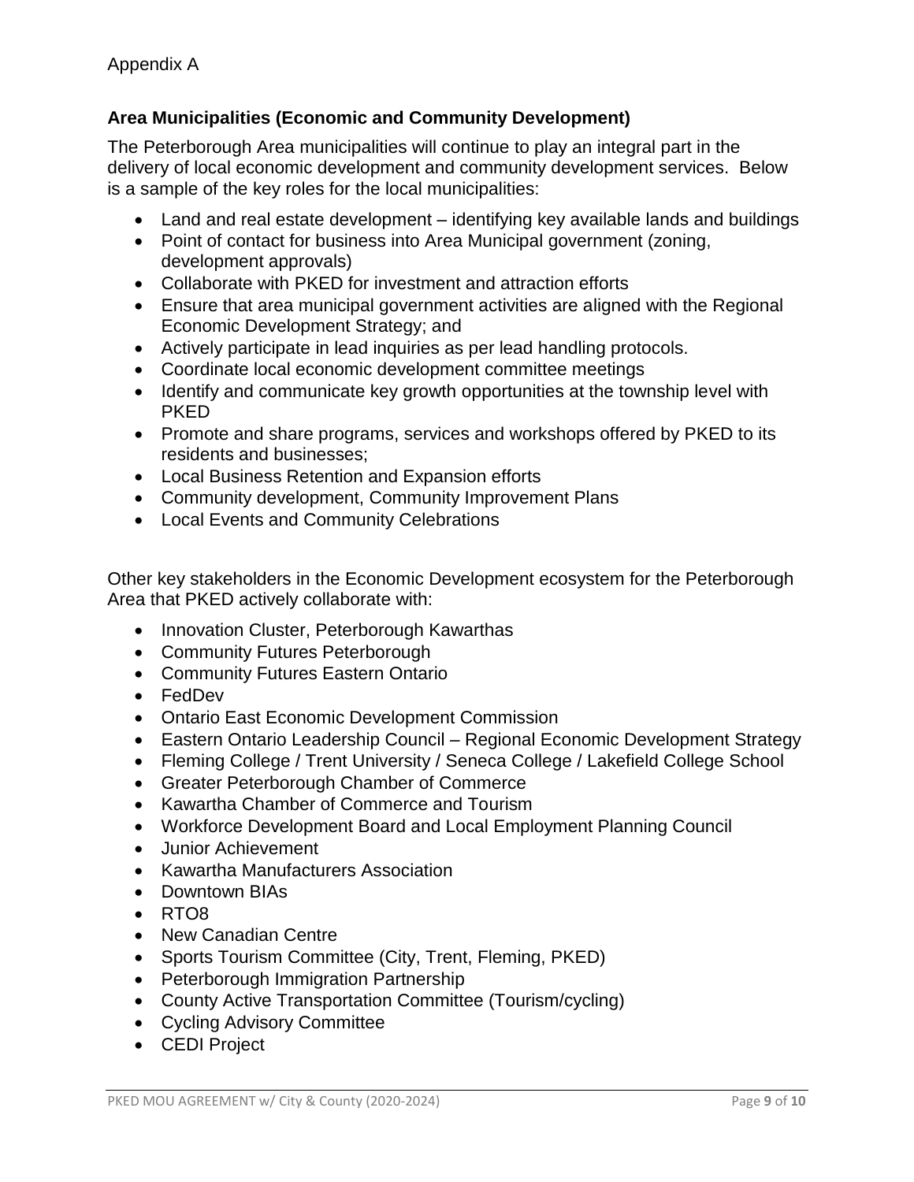Appendix A

**Area Municipalities (Economic and Community Development)**

The Peterborough Area municipalities will continue to play an integral part in the delivery of local economic development and community development services. Below is a sample of the key roles for the local municipalities:

- Land and real estate development – identifying key available lands and buildings
- Point of contact for business into Area Municipal government (zoning, development approvals)
- Collaborate with PKED for investment and attraction efforts
- Ensure that area municipal government activities are aligned with the Regional Economic Development Strategy; and
- Actively participate in lead inquiries as per lead handling protocols.
- Coordinate local economic development committee meetings
- Identify and communicate key growth opportunities at the township level with PKED
- Promote and share programs, services and workshops offered by PKED to its residents and businesses;
- Local Business Retention and Expansion efforts
- Community development, Community Improvement Plans
- Local Events and Community Celebrations

Other key stakeholders in the Economic Development ecosystem for the Peterborough Area that PKED actively collaborate with:

- Innovation Cluster, Peterborough Kawarthas
- Community Futures Peterborough
- Community Futures Eastern Ontario
- FedDev
- Ontario East Economic Development Commission
- Eastern Ontario Leadership Council – Regional Economic Development Strategy
- Fleming College / Trent University / Seneca College / Lakefield College School
- Greater Peterborough Chamber of Commerce
- Kawartha Chamber of Commerce and Tourism
- Workforce Development Board and Local Employment Planning Council
- Junior Achievement
- Kawartha Manufacturers Association
- Downtown BIAs
- RTO8
- New Canadian Centre
- Sports Tourism Committee (City, Trent, Fleming, PKED)
- Peterborough Immigration Partnership
- County Active Transportation Committee (Tourism/cycling)
- Cycling Advisory Committee
- CEDI Project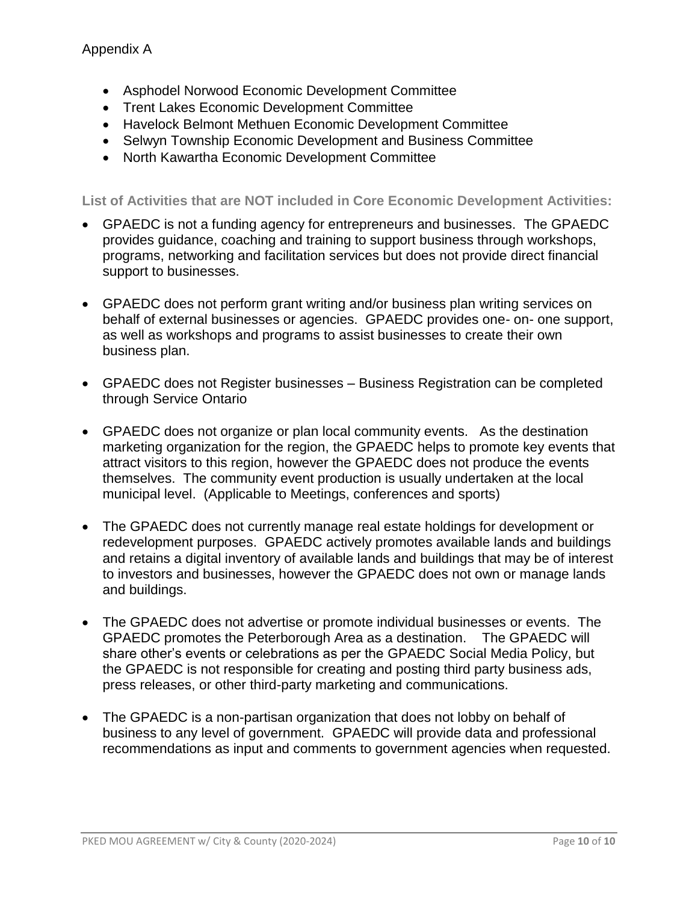Appendix A

- Asphodel Norwood Economic Development Committee
- Trent Lakes Economic Development Committee
- Havelock Belmont Methuen Economic Development Committee
- Selwyn Township Economic Development and Business Committee
- North Kawartha Economic Development Committee

### List of Activities that are NOT included in Core Economic Development Activities:

- GPAEDC is not a funding agency for entrepreneurs and businesses. The GPAEDC provides guidance, coaching and training to support business through workshops, programs, networking and facilitation services but does not provide direct financial support to businesses.

- GPAEDC does not perform grant writing and/or business plan writing services on behalf of external businesses or agencies. GPAEDC provides one- on- one support, as well as workshops and programs to assist businesses to create their own business plan.

- GPAEDC does not Register businesses – Business Registration can be completed through Service Ontario

- GPAEDC does not organize or plan local community events. As the destination marketing organization for the region, the GPAEDC helps to promote key events that attract visitors to this region, however the GPAEDC does not produce the events themselves. The community event production is usually undertaken at the local municipal level. (Applicable to Meetings, conferences and sports)

- The GPAEDC does not currently manage real estate holdings for development or redevelopment purposes. GPAEDC actively promotes available lands and buildings and retains a digital inventory of available lands and buildings that may be of interest to investors and businesses, however the GPAEDC does not own or manage lands and buildings.

- The GPAEDC does not advertise or promote individual businesses or events. The GPAEDC promotes the Peterborough Area as a destination. The GPAEDC will share other's events or celebrations as per the GPAEDC Social Media Policy, but the GPAEDC is not responsible for creating and posting third party business ads, press releases, or other third-party marketing and communications.

- The GPAEDC is a non-partisan organization that does not lobby on behalf of business to any level of government. GPAEDC will provide data and professional recommendations as input and comments to government agencies when requested.